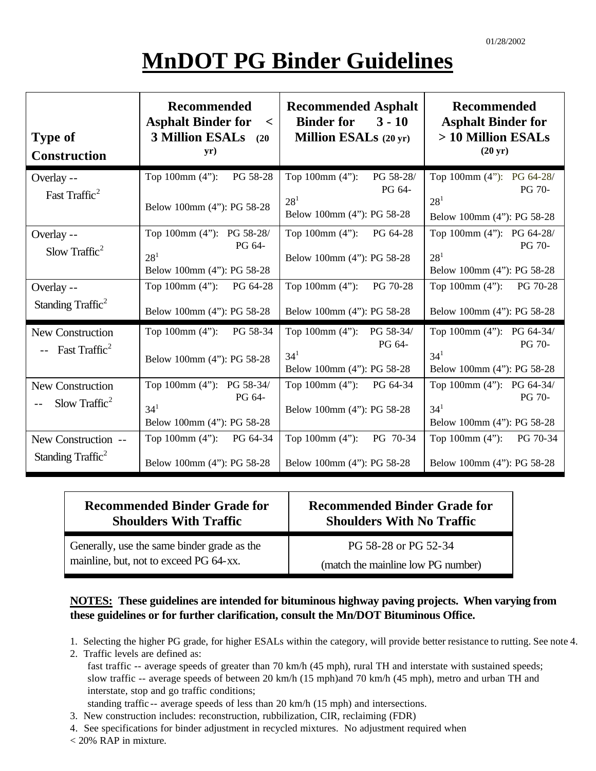01/28/2002

# MnDOT PG Binder Guidelines

| Type of Construction | Recommended Asphalt Binder for < 3 Million ESALs (20 yr) | Recommended Asphalt Binder for 3 - 10 Million ESALs (20 yr) | Recommended Asphalt Binder for > 10 Million ESALs (20 yr) |
|---|---|---|---|
| Overlay -- Fast Traffic[2] | Top 100mm (4”): PG 58-28<br>Below 100mm (4”): PG 58-28 | Top 100mm (4”): PG 58-28/ PG 64-28[1]<br>Below 100mm (4”): PG 58-28 | Top 100mm (4”): PG 64-28/ PG 70-28[1]<br>Below 100mm (4”): PG 58-28 |
| Overlay -- Slow Traffic[2] | Top 100mm (4”): PG 58-28/ PG 64-28[1]<br>Below 100mm (4”): PG 58-28 | Top 100mm (4”): PG 64-28<br>Below 100mm (4”): PG 58-28 | Top 100mm (4”): PG 64-28/ PG 70-28[1]<br>Below 100mm (4”): PG 58-28 |
| Overlay -- Standing Traffic[2] | Top 100mm (4”): PG 64-28<br>Below 100mm (4”): PG 58-28 | Top 100mm (4”): PG 70-28<br>Below 100mm (4”): PG 58-28 | Top 100mm (4”): PG 70-28<br>Below 100mm (4”): PG 58-28 |
| New Construction -- Fast Traffic[2] | Top 100mm (4”): PG 58-34<br>Below 100mm (4”): PG 58-28 | Top 100mm (4”): PG 58-34/ PG 64-34[1]<br>Below 100mm (4”): PG 58-28 | Top 100mm (4”): PG 64-34/ PG 70-34[1]<br>Below 100mm (4”): PG 58-28 |
| New Construction -- Slow Traffic[2] | Top 100mm (4”): PG 58-34/ PG 64-34[1]<br>Below 100mm (4”): PG 58-28 | Top 100mm (4”): PG 64-34<br>Below 100mm (4”): PG 58-28 | Top 100mm (4”): PG 64-34/ PG 70-34[1]<br>Below 100mm (4”): PG 58-28 |
| New Construction -- Standing Traffic[2] | Top 100mm (4”): PG 64-34<br>Below 100mm (4”): PG 58-28 | Top 100mm (4”): PG 70-34<br>Below 100mm (4”): PG 58-28 | Top 100mm (4”): PG 70-34<br>Below 100mm (4”): PG 58-28 |

| Recommended Binder Grade for Shoulders With Traffic | Recommended Binder Grade for Shoulders With No Traffic |
|---|---|
| Generally, use the same binder grade as the mainline, but, not to exceed PG 64-xx. | PG 58-28 or PG 52-34<br>(match the mainline low PG number) |

**NOTES: These guidelines are intended for bituminous highway paving projects. When varying from these guidelines or for further clarification, consult the Mn/DOT Bituminous Office.**

1. Selecting the higher PG grade, for higher ESALs within the category, will provide better resistance to rutting. See note 4.
2. Traffic levels are defined as:
   fast traffic -- average speeds of greater than 70 km/h (45 mph), rural TH and interstate with sustained speeds;
   slow traffic -- average speeds of between 20 km/h (15 mph)and 70 km/h (45 mph), metro and urban TH and interstate, stop and go traffic conditions;
   standing traffic -- average speeds of less than 20 km/h (15 mph) and intersections.
3. New construction includes: reconstruction, rubbilization, CIR, reclaiming (FDR)
4. See specifications for binder adjustment in recycled mixtures. No adjustment required when < 20% RAP in mixture.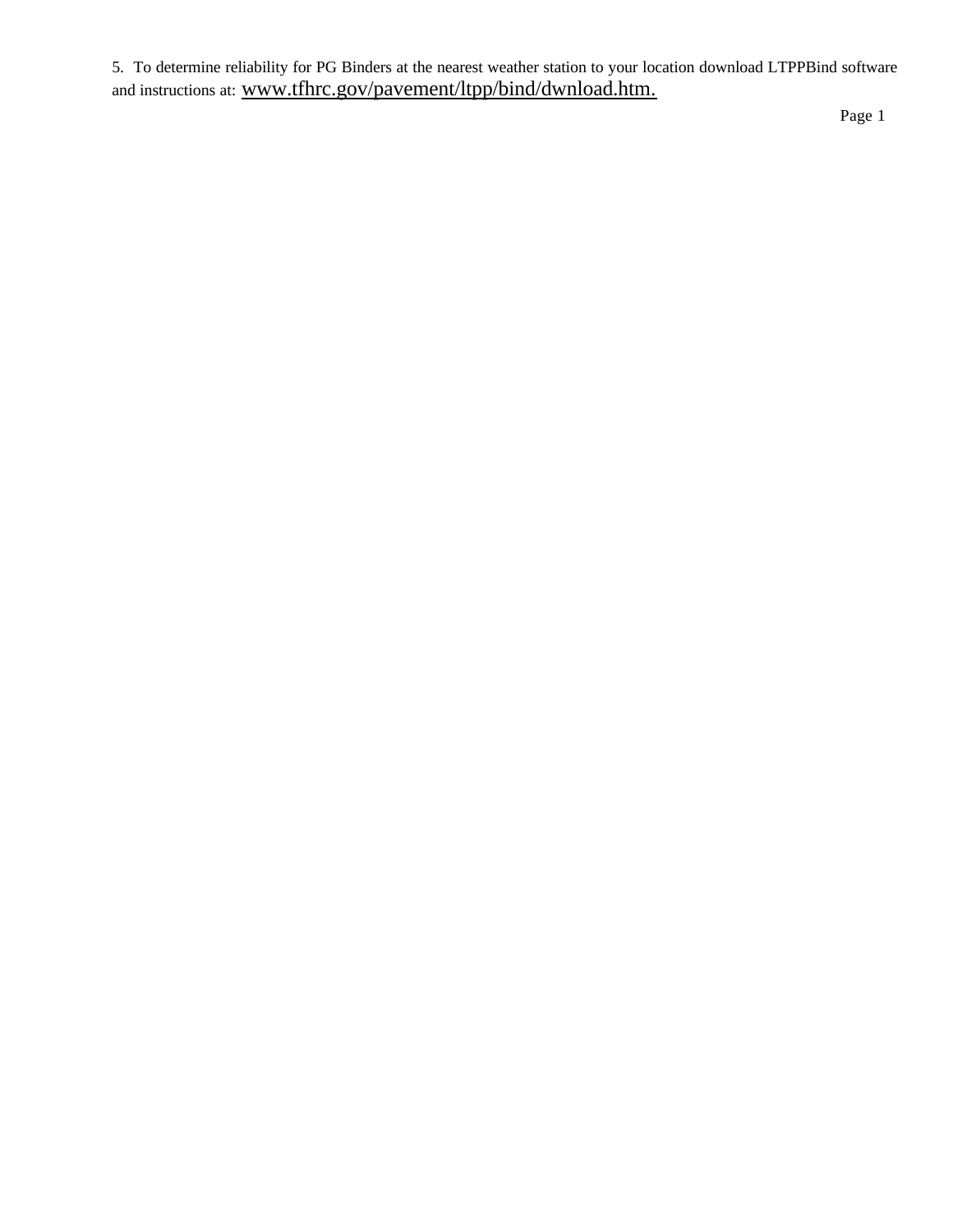5. To determine reliability for PG Binders at the nearest weather station to your location download LTPPBind software and instructions at: www.tfhrc.gov/pavement/ltpp/bind/dwnload.htm.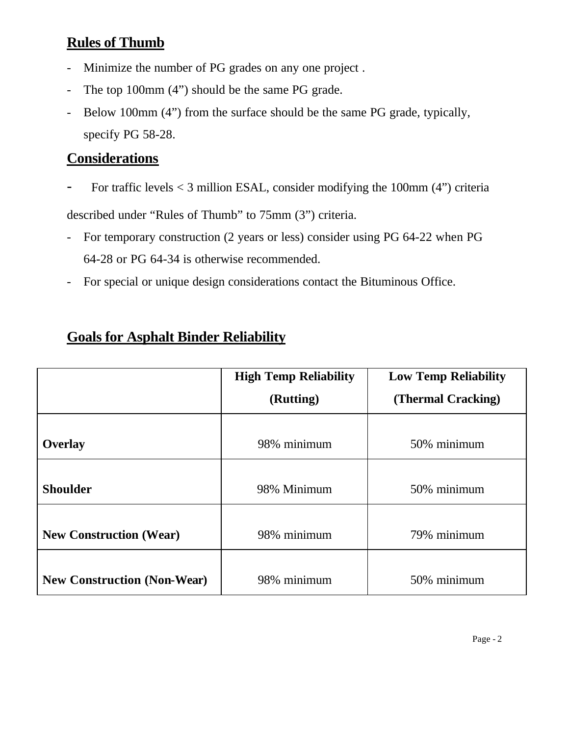## Rules of Thumb

- Minimize the number of PG grades on any one project .
- The top 100mm (4”) should be the same PG grade.
- Below 100mm (4”) from the surface should be the same PG grade, typically, specify PG 58-28.

## Considerations

- For traffic levels < 3 million ESAL, consider modifying the 100mm (4”) criteria described under “Rules of Thumb” to 75mm (3”) criteria.
- For temporary construction (2 years or less) consider using PG 64-22 when PG 64-28 or PG 64-34 is otherwise recommended.
- For special or unique design considerations contact the Bituminous Office.

## Goals for Asphalt Binder Reliability

| | High Temp Reliability (Rutting) | Low Temp Reliability (Thermal Cracking) |
|---|---|---|
| **Overlay** | 98% minimum | 50% minimum |
| **Shoulder** | 98% Minimum | 50% minimum |
| **New Construction (Wear)** | 98% minimum | 79% minimum |
| **New Construction (Non-Wear)** | 98% minimum | 50% minimum |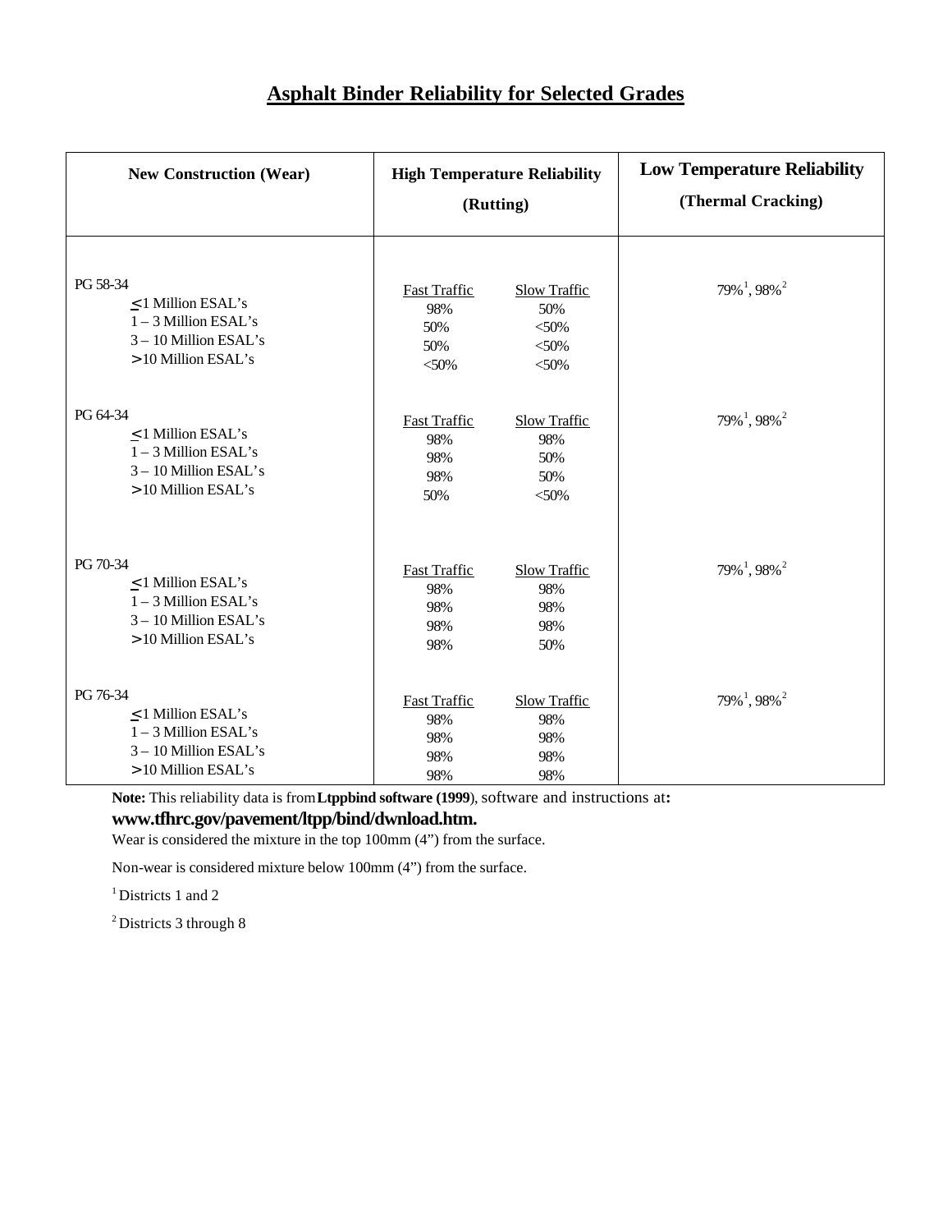## Asphalt Binder Reliability for Selected Grades

| New Construction (Wear) | High Temperature Reliability (Rutting) | | Low Temperature Reliability (Thermal Cracking) |
|---|---|---|---|
| | Fast Traffic | Slow Traffic | |
| **PG 58-34** | | | 79%[1], 98%[2] |
| ≤1 Million ESAL's | 98% | 50% | |
| 1 – 3 Million ESAL's | 50% | <50% | |
| 3 – 10 Million ESAL's | 50% | <50% | |
| >10 Million ESAL's | <50% | <50% | |
| **PG 64-34** | | | 79%[1], 98%[2] |
| ≤1 Million ESAL's | 98% | 98% | |
| 1 – 3 Million ESAL's | 98% | 50% | |
| 3 – 10 Million ESAL's | 98% | 50% | |
| >10 Million ESAL's | 50% | <50% | |
| **PG 70-34** | | | 79%[1], 98%[2] |
| ≤1 Million ESAL's | 98% | 98% | |
| 1 – 3 Million ESAL's | 98% | 98% | |
| 3 – 10 Million ESAL's | 98% | 98% | |
| >10 Million ESAL's | 98% | 50% | |
| **PG 76-34** | | | 79%[1], 98%[2] |
| ≤1 Million ESAL's | 98% | 98% | |
| 1 – 3 Million ESAL's | 98% | 98% | |
| 3 – 10 Million ESAL's | 98% | 98% | |
| >10 Million ESAL's | 98% | 98% | |

**Note:** This reliability data is from **Ltppbind software (1999)**, software and instructions at**:**
**www.tfhrc.gov/pavement/ltpp/bind/dwnload.htm.**

Wear is considered the mixture in the top 100mm (4") from the surface.

Non-wear is considered mixture below 100mm (4") from the surface.

[1] Districts 1 and 2

[2] Districts 3 through 8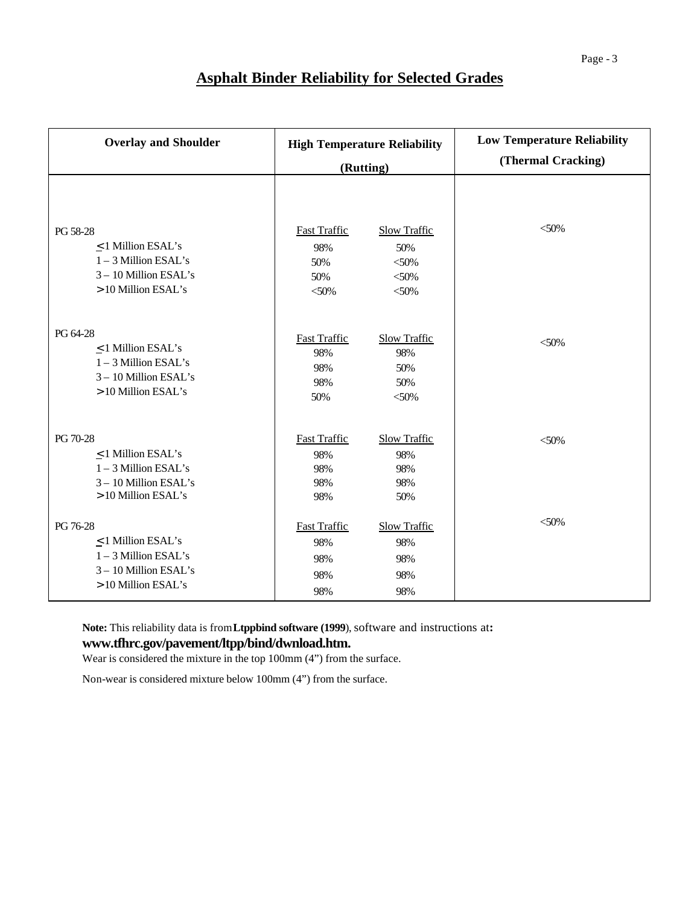## Asphalt Binder Reliability for Selected Grades

| Overlay and Shoulder | High Temperature Reliability (Rutting) | | Low Temperature Reliability (Thermal Cracking) |
|---|---|---|---|
| PG 58-28 | Fast Traffic | Slow Traffic | <50% |
| ≤1 Million ESAL's | 98% | 50% | |
| 1 – 3 Million ESAL's | 50% | <50% | |
| 3 – 10 Million ESAL's | 50% | <50% | |
| >10 Million ESAL's | <50% | <50% | |
| PG 64-28 | Fast Traffic | Slow Traffic | <50% |
| ≤1 Million ESAL's | 98% | 98% | |
| 1 – 3 Million ESAL's | 98% | 50% | |
| 3 – 10 Million ESAL's | 98% | 50% | |
| >10 Million ESAL's | 50% | <50% | |
| PG 70-28 | Fast Traffic | Slow Traffic | <50% |
| ≤1 Million ESAL's | 98% | 98% | |
| 1 – 3 Million ESAL's | 98% | 98% | |
| 3 – 10 Million ESAL's | 98% | 98% | |
| >10 Million ESAL's | 98% | 50% | |
| PG 76-28 | Fast Traffic | Slow Traffic | <50% |
| ≤1 Million ESAL's | 98% | 98% | |
| 1 – 3 Million ESAL's | 98% | 98% | |
| 3 – 10 Million ESAL's | 98% | 98% | |
| >10 Million ESAL's | 98% | 98% | |

**Note:** This reliability data is from **Ltppbind software (1999)**, software and instructions at**:**
**www.tfhrc.gov/pavement/ltpp/bind/dwnload.htm.**

Wear is considered the mixture in the top 100mm (4") from the surface.

Non-wear is considered mixture below 100mm (4") from the surface.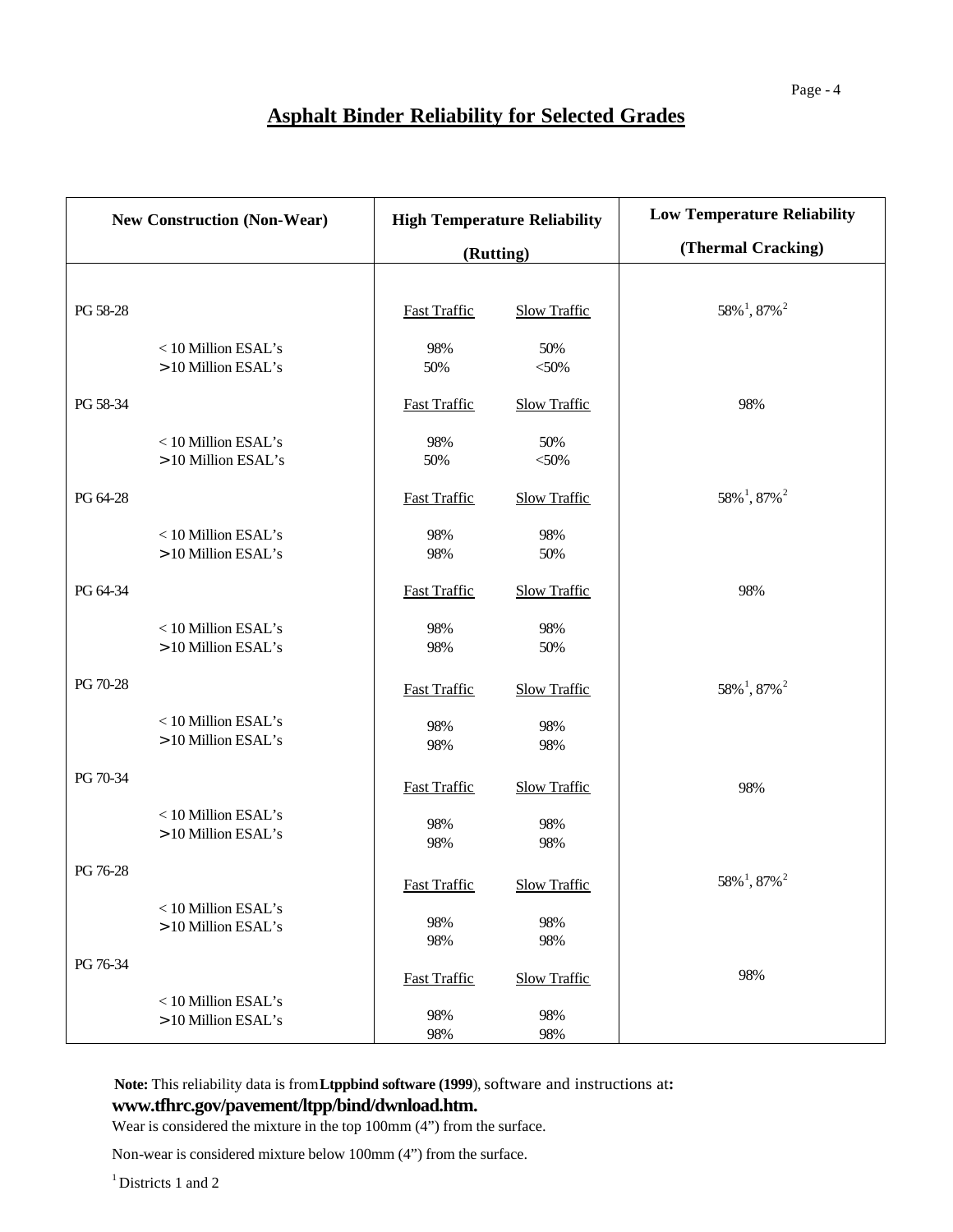# Asphalt Binder Reliability for Selected Grades

| New Construction (Non-Wear) | | High Temperature Reliability (Rutting) | | Low Temperature Reliability (Thermal Cracking) |
|---|---|---|---|---|
| PG 58-28 | | Fast Traffic | Slow Traffic | 58%[1], 87%[2] |
| | < 10 Million ESAL's | 98% | 50% | |
| | > 10 Million ESAL's | 50% | <50% | |
| PG 58-34 | | Fast Traffic | Slow Traffic | 98% |
| | < 10 Million ESAL's | 98% | 50% | |
| | > 10 Million ESAL's | 50% | <50% | |
| PG 64-28 | | Fast Traffic | Slow Traffic | 58%[1], 87%[2] |
| | < 10 Million ESAL's | 98% | 98% | |
| | > 10 Million ESAL's | 98% | 50% | |
| PG 64-34 | | Fast Traffic | Slow Traffic | 98% |
| | < 10 Million ESAL's | 98% | 98% | |
| | > 10 Million ESAL's | 98% | 50% | |
| PG 70-28 | | Fast Traffic | Slow Traffic | 58%[1], 87%[2] |
| | < 10 Million ESAL's | 98% | 98% | |
| | > 10 Million ESAL's | 98% | 98% | |
| PG 70-34 | | Fast Traffic | Slow Traffic | 98% |
| | < 10 Million ESAL's | 98% | 98% | |
| | > 10 Million ESAL's | 98% | 98% | |
| PG 76-28 | | Fast Traffic | Slow Traffic | 58%[1], 87%[2] |
| | < 10 Million ESAL's | 98% | 98% | |
| | > 10 Million ESAL's | 98% | 98% | |
| PG 76-34 | | Fast Traffic | Slow Traffic | 98% |
| | < 10 Million ESAL's | 98% | 98% | |
| | > 10 Million ESAL's | 98% | 98% | |

**Note:** This reliability data is from **Ltppbind software (1999)**, software and instructions at**:**
**www.tfhrc.gov/pavement/ltpp/bind/dwnload.htm.**

Wear is considered the mixture in the top 100mm (4") from the surface.

Non-wear is considered mixture below 100mm (4") from the surface.

[1] Districts 1 and 2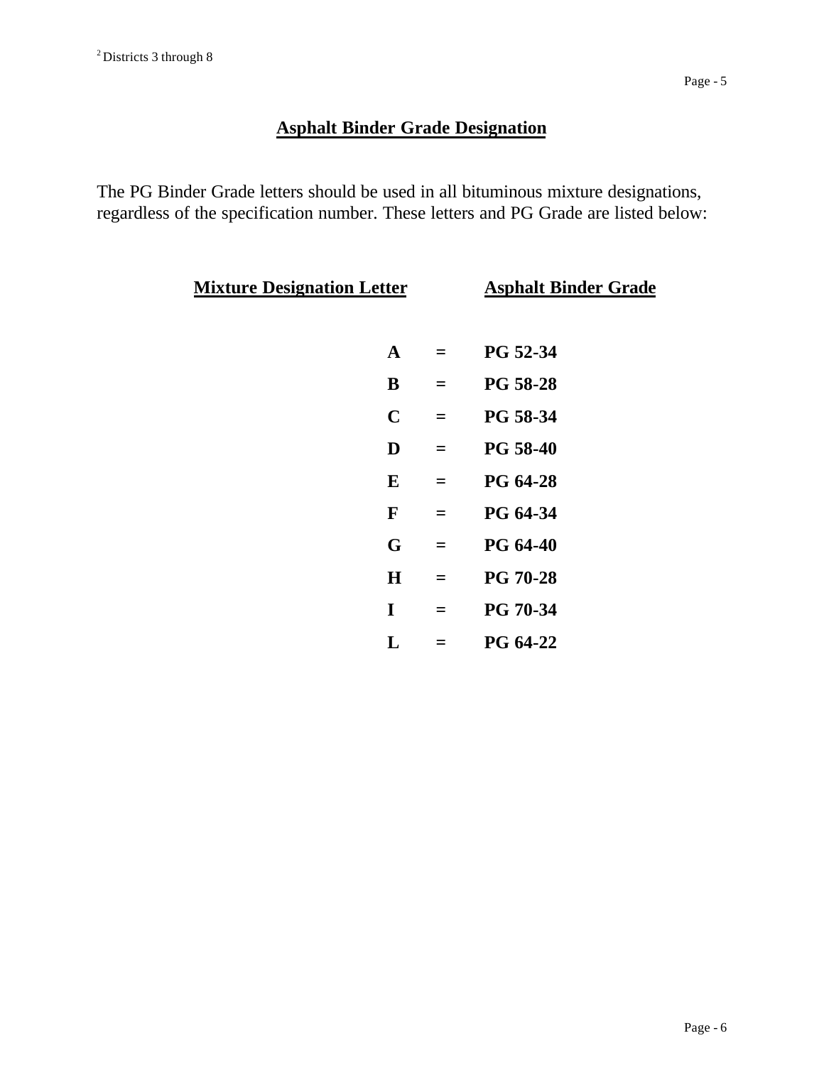[2] Districts 3 through 8

## Asphalt Binder Grade Designation

The PG Binder Grade letters should be used in all bituminous mixture designations, regardless of the specification number. These letters and PG Grade are listed below:

| Mixture Designation Letter | | Asphalt Binder Grade |
|---|---|---|
| **A** | **=** | **PG 52-34** |
| **B** | **=** | **PG 58-28** |
| **C** | **=** | **PG 58-34** |
| **D** | **=** | **PG 58-40** |
| **E** | **=** | **PG 64-28** |
| **F** | **=** | **PG 64-34** |
| **G** | **=** | **PG 64-40** |
| **H** | **=** | **PG 70-28** |
| **I** | **=** | **PG 70-34** |
| **L** | **=** | **PG 64-22** |